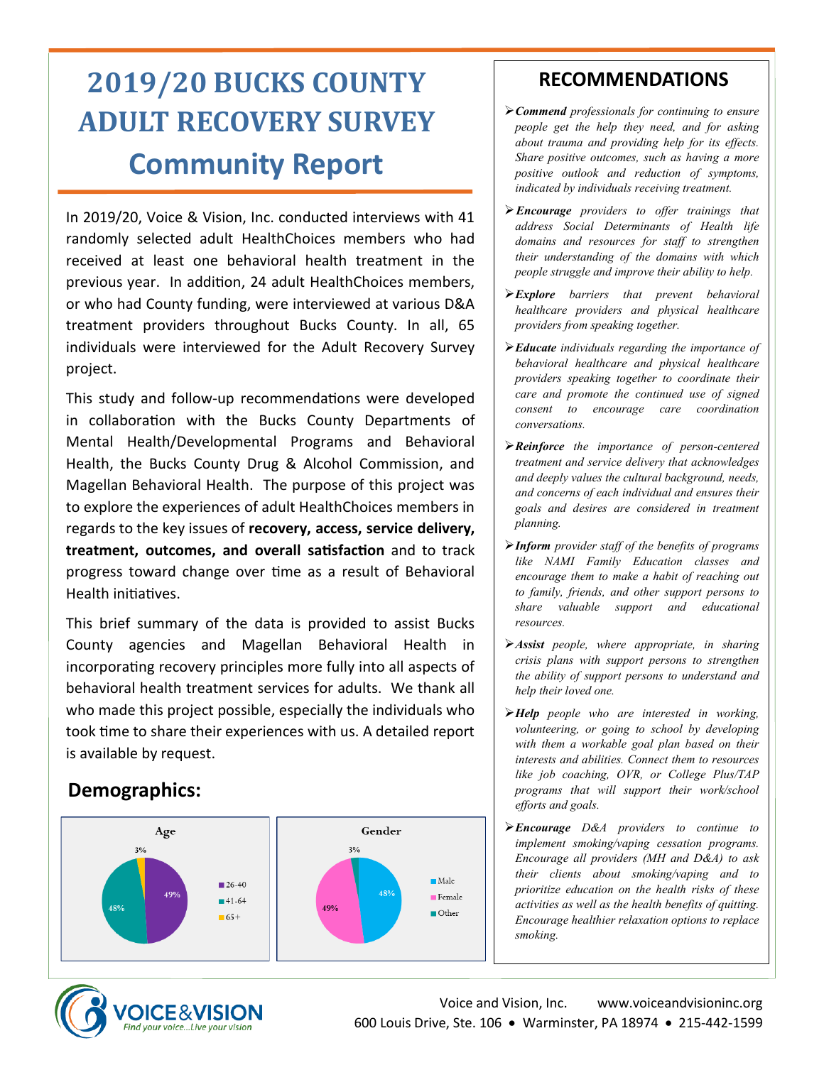# 2019/20 BUCKS COUNTY ADULT RECOVERY SURVEY

# Community Report

In 2019/20, Voice & Vision, Inc. conducted interviews with 41 randomly selected adult HealthChoices members who had received at least one behavioral health treatment in the previous year. In addition, 24 adult HealthChoices members, or who had County funding, were interviewed at various D&A treatment providers throughout Bucks County. In all, 65 individuals were interviewed for the Adult Recovery Survey project.

This study and follow-up recommendations were developed in collaboration with the Bucks County Departments of Mental Health/Developmental Programs and Behavioral Health, the Bucks County Drug & Alcohol Commission, and Magellan Behavioral Health. The purpose of this project was to explore the experiences of adult HealthChoices members in regards to the key issues of **recovery, access, service delivery, treatment, outcomes, and overall satisfaction** and to track progress toward change over time as a result of Behavioral Health initiatives.

This brief summary of the data is provided to assist Bucks County agencies and Magellan Behavioral Health in incorporating recovery principles more fully into all aspects of behavioral health treatment services for adults. We thank all who made this project possible, especially the individuals who took time to share their experiences with us. A detailed report is available by request.

## Demographics:

**Age**

| Age | Percent |
|---|---|
| 26-40 | 49% |
| 41-64 | 48% |
| 65+ | 3% |

**Gender**

| Gender | Percent |
|---|---|
| Male | 48% |
| Female | 49% |
| Other | 3% |

## RECOMMENDATIONS

- ***Commend*** *professionals for continuing to ensure people get the help they need, and for asking about trauma and providing help for its effects. Share positive outcomes, such as having a more positive outlook and reduction of symptoms, indicated by individuals receiving treatment.*
- ***Encourage*** *providers to offer trainings that address Social Determinants of Health life domains and resources for staff to strengthen their understanding of the domains with which people struggle and improve their ability to help.*
- ***Explore*** *barriers that prevent behavioral healthcare providers and physical healthcare providers from speaking together.*
- ***Educate*** *individuals regarding the importance of behavioral healthcare and physical healthcare providers speaking together to coordinate their care and promote the continued use of signed consent to encourage care coordination conversations.*
- ***Reinforce*** *the importance of person-centered treatment and service delivery that acknowledges and deeply values the cultural background, needs, and concerns of each individual and ensures their goals and desires are considered in treatment planning.*
- ***Inform*** *provider staff of the benefits of programs like NAMI Family Education classes and encourage them to make a habit of reaching out to family, friends, and other support persons to share valuable support and educational resources.*
- ***Assist*** *people, where appropriate, in sharing crisis plans with support persons to strengthen the ability of support persons to understand and help their loved one.*
- ***Help*** *people who are interested in working, volunteering, or going to school by developing with them a workable goal plan based on their interests and abilities. Connect them to resources like job coaching, OVR, or College Plus/TAP programs that will support their work/school efforts and goals.*
- ***Encourage*** *D&A providers to continue to implement smoking/vaping cessation programs. Encourage all providers (MH and D&A) to ask their clients about smoking/vaping and to prioritize education on the health risks of these activities as well as the health benefits of quitting. Encourage healthier relaxation options to replace smoking.*

VOICE&VISION — *Find your voice...Live your vision*

Voice and Vision, Inc. www.voiceandvisioninc.org
600 Louis Drive, Ste. 106 • Warminster, PA 18974 • 215-442-1599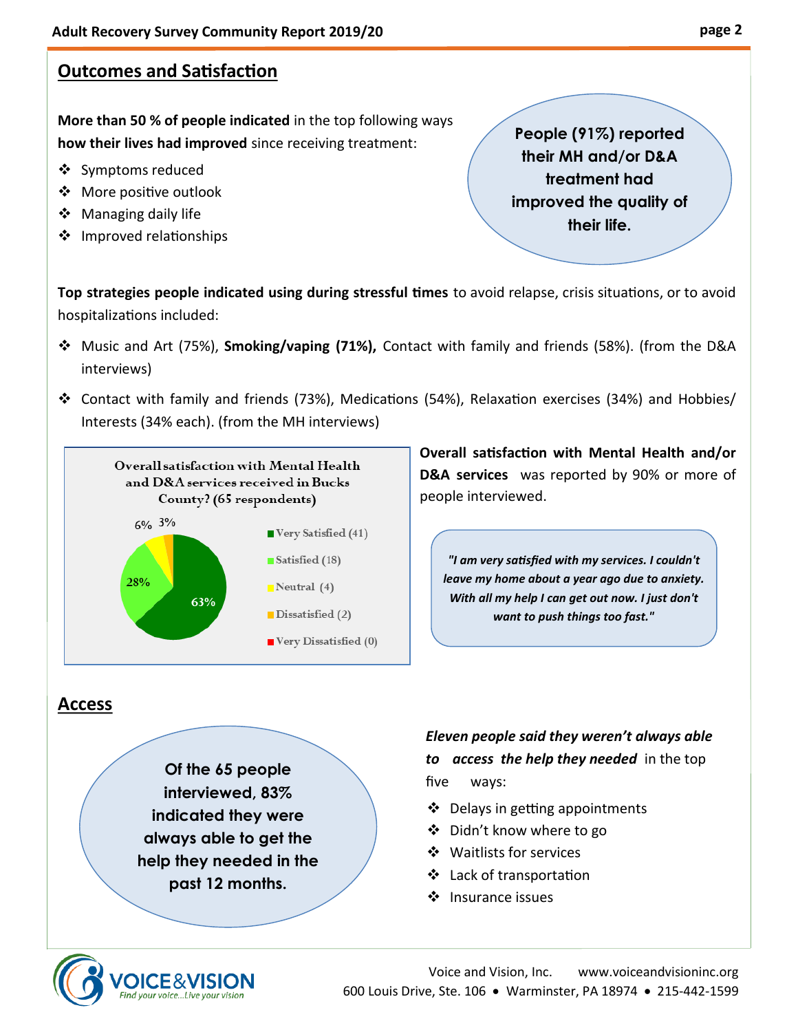## Outcomes and Satisfaction

**More than 50 % of people indicated** in the top following ways **how their lives had improved** since receiving treatment:

- Symptoms reduced
- More positive outlook
- Managing daily life
- Improved relationships

**People (91%) reported their MH and/or D&A treatment had improved the quality of their life.**

**Top strategies people indicated using during stressful times** to avoid relapse, crisis situations, or to avoid hospitalizations included:

- Music and Art (75%), **Smoking/vaping (71%),** Contact with family and friends (58%). (from the D&A interviews)
- Contact with family and friends (73%), Medications (54%), Relaxation exercises (34%) and Hobbies/ Interests (34% each). (from the MH interviews)

**Overall satisfaction with Mental Health and D&A services received in Bucks County? (65 respondents)**

| Response | Count | Percent |
|---|---|---|
| Very Satisfied | 41 | 63% |
| Satisfied | 18 | 28% |
| Neutral | 4 | 6% |
| Dissatisfied | 2 | 3% |
| Very Dissatisfied | 0 | |

**Overall satisfaction with Mental Health and/or D&A services** was reported by 90% or more of people interviewed.

*"I am very satisfied with my services. I couldn't leave my home about a year ago due to anxiety. With all my help I can get out now. I just don't want to push things too fast."*

## Access

**Of the 65 people interviewed, 83% indicated they were always able to get the help they needed in the past 12 months.**

***Eleven people said they weren't always able to access the help they needed*** in the top five ways:

- Delays in getting appointments
- Didn't know where to go
- Waitlists for services
- Lack of transportation
- Insurance issues

VOICE&VISION
Find your voice...Live your vision

Voice and Vision, Inc. www.voiceandvisioninc.org
600 Louis Drive, Ste. 106 • Warminster, PA 18974 • 215-442-1599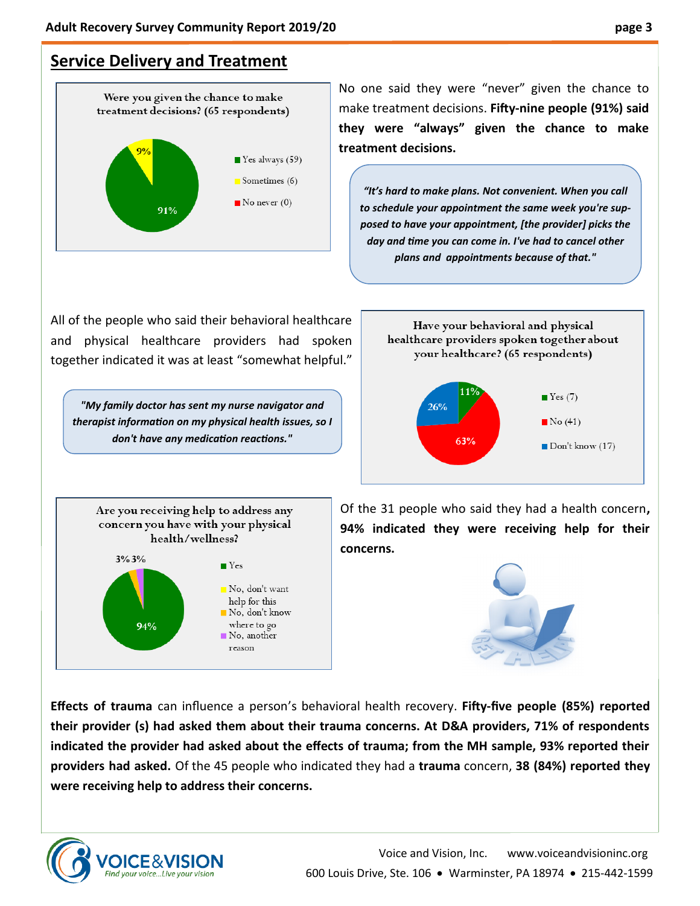## Service Delivery and Treatment

Were you given the chance to make treatment decisions? (65 respondents)

- Yes always (59) — 91%
- Sometimes (6) — 9%
- No never (0)

No one said they were "never" given the chance to make treatment decisions. **Fifty-nine people (91%) said they were "always" given the chance to make treatment decisions.**

> ***"It's hard to make plans. Not convenient. When you call to schedule your appointment the same week you're supposed to have your appointment, [the provider] picks the day and time you can come in. I've had to cancel other plans and appointments because of that."***

All of the people who said their behavioral healthcare and physical healthcare providers had spoken together indicated it was at least "somewhat helpful."

> ***"My family doctor has sent my nurse navigator and therapist information on my physical health issues, so I don't have any medication reactions."***

Have your behavioral and physical healthcare providers spoken together about your healthcare? (65 respondents)

- Yes (7) — 11%
- No (41) — 63%
- Don't know (17) — 26%

Are you receiving help to address any concern you have with your physical health/wellness?

- Yes — 94%
- No, don't want help for this
- No, don't know where to go — 3%
- No, another reason — 3%

Of the 31 people who said they had a health concern, **94% indicated they were receiving help for their concerns.**

**Effects of trauma** can influence a person's behavioral health recovery. **Fifty-five people (85%) reported their provider (s) had asked them about their trauma concerns. At D&A providers, 71% of respondents indicated the provider had asked about the effects of trauma; from the MH sample, 93% reported their providers had asked.** Of the 45 people who indicated they had a **trauma** concern, **38 (84%) reported they were receiving help to address their concerns.**

VOICE&VISION — Find your voice...Live your vision

Voice and Vision, Inc. www.voiceandvisioninc.org
600 Louis Drive, Ste. 106 • Warminster, PA 18974 • 215-442-1599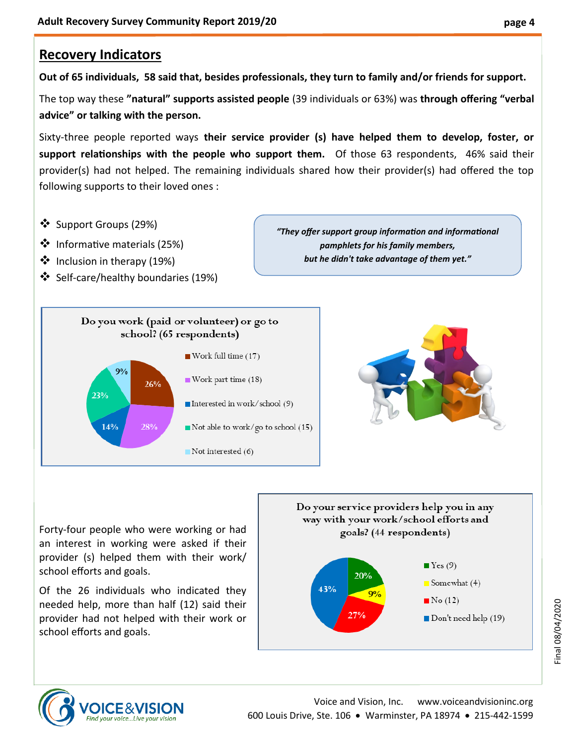## Recovery Indicators

**Out of 65 individuals, 58 said that, besides professionals, they turn to family and/or friends for support.**

The top way these **"natural" supports assisted people** (39 individuals or 63%) was **through offering "verbal advice" or talking with the person.**

Sixty-three people reported ways **their service provider (s) have helped them to develop, foster, or support relationships with the people who support them.** Of those 63 respondents, 46% said their provider(s) had not helped. The remaining individuals shared how their provider(s) had offered the top following supports to their loved ones :

- Support Groups (29%)
- Informative materials (25%)
- Inclusion in therapy (19%)
- Self-care/healthy boundaries (19%)

> ***"They offer support group information and informational pamphlets for his family members, but he didn't take advantage of them yet."***

Do you work (paid or volunteer) or go to school? (65 respondents)

26%
28%
14%
23%
9%

Work full time (17)
Work part time (18)
Interested in work/school (9)
Not able to work/go to school (15)
Not interested (6)

Forty-four people who were working or had an interest in working were asked if their provider (s) helped them with their work/ school efforts and goals.

Of the 26 individuals who indicated they needed help, more than half (12) said their provider had not helped with their work or school efforts and goals.

Do your service providers help you in any way with your work/school efforts and goals? (44 respondents)

20%
9%
27%
43%

Yes (9)
Somewhat (4)
No (12)
Don't need help (19)

Final 08/04/2020

Voice and Vision, Inc. www.voiceandvisioninc.org
600 Louis Drive, Ste. 106 • Warminster, PA 18974 • 215-442-1599